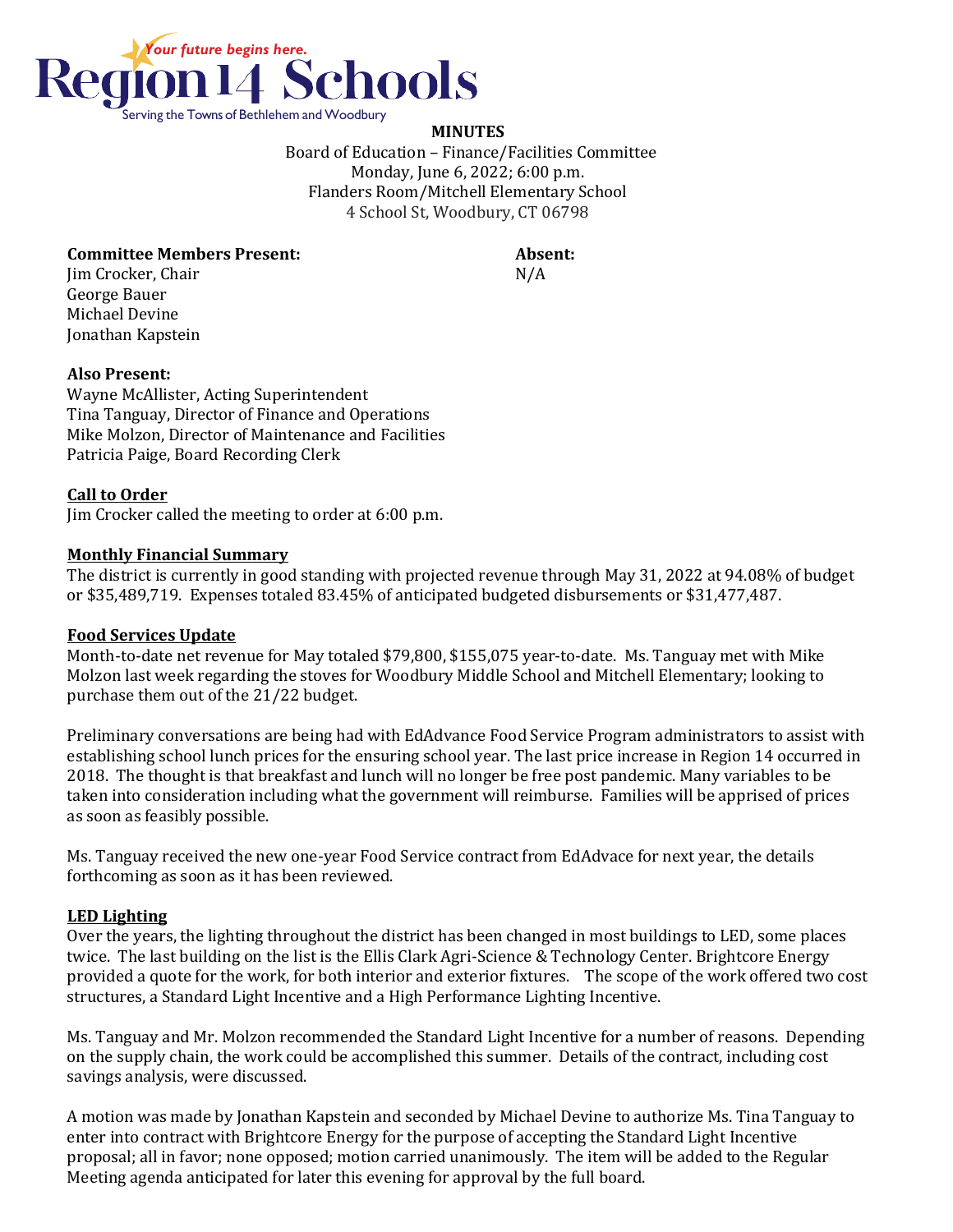Region 14 Schools

*Your future begins here.*

Serving the Towns of Bethlehem and Woodbury

**MINUTES**

Board of Education – Finance/Facilities Committee
Monday, June 6, 2022; 6:00 p.m.
Flanders Room/Mitchell Elementary School
4 School St, Woodbury, CT 06798

**Committee Members Present:**
Jim Crocker, Chair
George Bauer
Michael Devine
Jonathan Kapstein

**Absent:**
N/A

**Also Present:**
Wayne McAllister, Acting Superintendent
Tina Tanguay, Director of Finance and Operations
Mike Molzon, Director of Maintenance and Facilities
Patricia Paige, Board Recording Clerk

**Call to Order**
Jim Crocker called the meeting to order at 6:00 p.m.

**Monthly Financial Summary**
The district is currently in good standing with projected revenue through May 31, 2022 at 94.08% of budget or $35,489,719. Expenses totaled 83.45% of anticipated budgeted disbursements or $31,477,487.

**Food Services Update**
Month-to-date net revenue for May totaled $79,800, $155,075 year-to-date. Ms. Tanguay met with Mike Molzon last week regarding the stoves for Woodbury Middle School and Mitchell Elementary; looking to purchase them out of the 21/22 budget.

Preliminary conversations are being had with EdAdvance Food Service Program administrators to assist with establishing school lunch prices for the ensuring school year. The last price increase in Region 14 occurred in 2018. The thought is that breakfast and lunch will no longer be free post pandemic. Many variables to be taken into consideration including what the government will reimburse. Families will be apprised of prices as soon as feasibly possible.

Ms. Tanguay received the new one-year Food Service contract from EdAdvace for next year, the details forthcoming as soon as it has been reviewed.

**LED Lighting**
Over the years, the lighting throughout the district has been changed in most buildings to LED, some places twice. The last building on the list is the Ellis Clark Agri-Science & Technology Center. Brightcore Energy provided a quote for the work, for both interior and exterior fixtures. The scope of the work offered two cost structures, a Standard Light Incentive and a High Performance Lighting Incentive.

Ms. Tanguay and Mr. Molzon recommended the Standard Light Incentive for a number of reasons. Depending on the supply chain, the work could be accomplished this summer. Details of the contract, including cost savings analysis, were discussed.

A motion was made by Jonathan Kapstein and seconded by Michael Devine to authorize Ms. Tina Tanguay to enter into contract with Brightcore Energy for the purpose of accepting the Standard Light Incentive proposal; all in favor; none opposed; motion carried unanimously. The item will be added to the Regular Meeting agenda anticipated for later this evening for approval by the full board.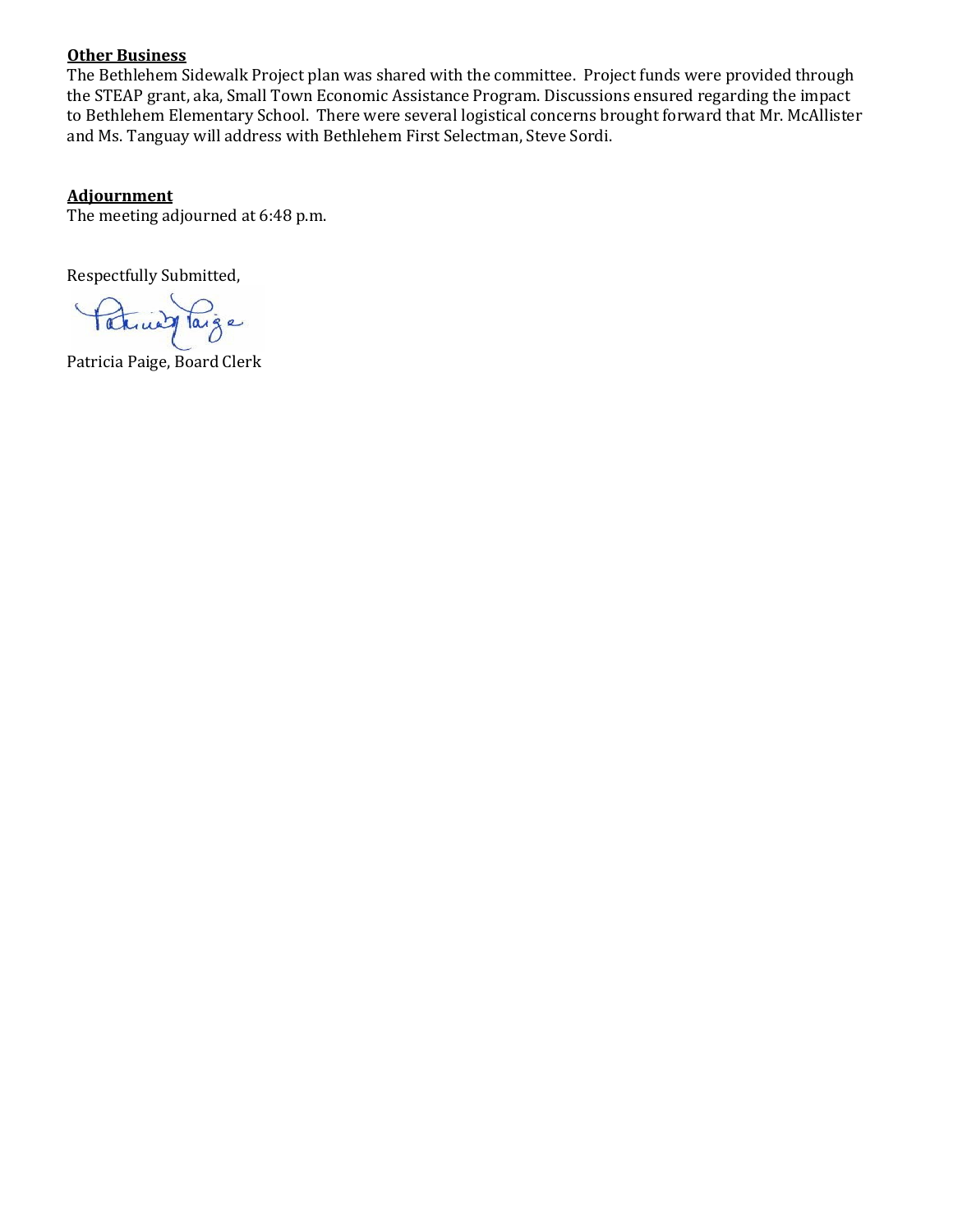**Other Business**

The Bethlehem Sidewalk Project plan was shared with the committee. Project funds were provided through the STEAP grant, aka, Small Town Economic Assistance Program. Discussions ensured regarding the impact to Bethlehem Elementary School. There were several logistical concerns brought forward that Mr. McAllister and Ms. Tanguay will address with Bethlehem First Selectman, Steve Sordi.

**Adjournment**

The meeting adjourned at 6:48 p.m.

Respectfully Submitted,

Patricia Paige, Board Clerk